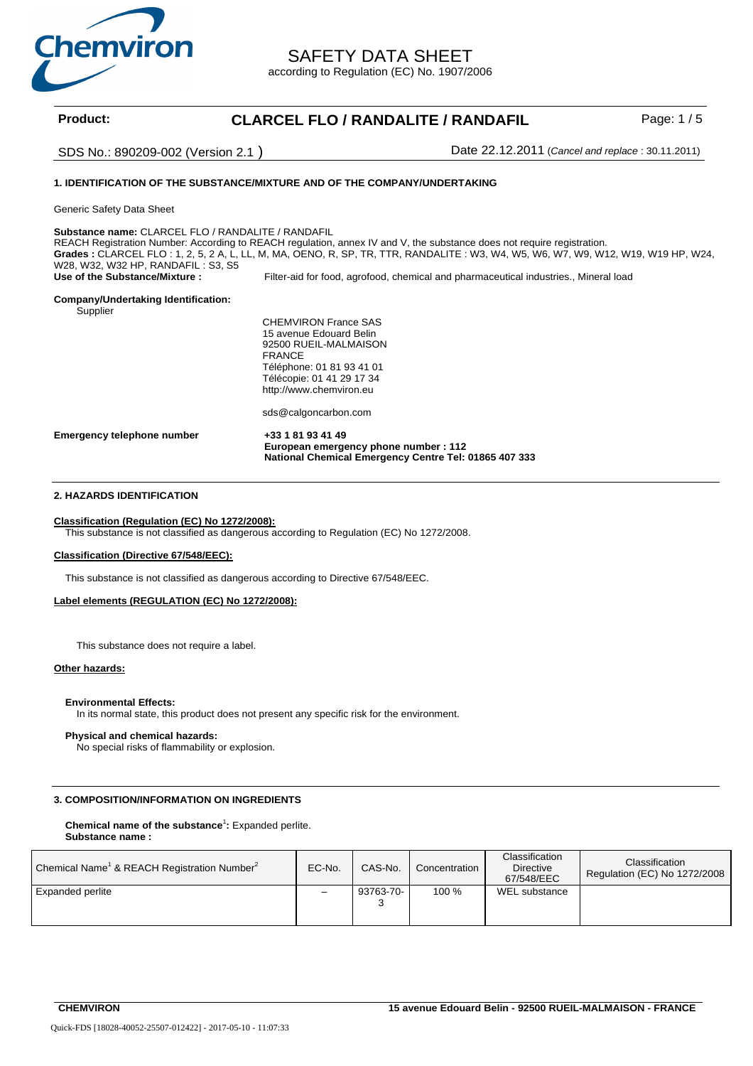# SAFETY DATA SHEET

according to Regulation (EC) No. 1907/2006

**Product:** **CLARCEL FLO / RANDALITE / RANDAFIL**

SDS No.: 890209-002 (Version 2.1 )

Date 22.12.2011 (*Cancel and replace* : 30.11.2011)

## 1. IDENTIFICATION OF THE SUBSTANCE/MIXTURE AND OF THE COMPANY/UNDERTAKING

Generic Safety Data Sheet

**Substance name:** CLARCEL FLO / RANDALITE / RANDAFIL
REACH Registration Number: According to REACH regulation, annex IV and V, the substance does not require registration.
**Grades :** CLARCEL FLO : 1, 2, 5, 2 A, L, LL, M, MA, OENO, R, SP, TR, TTR, RANDALITE : W3, W4, W5, W6, W7, W9, W12, W19, W19 HP, W24, W28, W32, W32 HP, RANDAFIL : S3, S5

**Use of the Substance/Mixture :** Filter-aid for food, agrofood, chemical and pharmaceutical industries., Mineral load

**Company/Undertaking Identification:**

Supplier

CHEMVIRON France SAS
15 avenue Edouard Belin
92500 RUEIL-MALMAISON
FRANCE
Téléphone: 01 81 93 41 01
Télécopie: 01 41 29 17 34
http://www.chemviron.eu

sds@calgoncarbon.com

**Emergency telephone number** **+33 1 81 93 41 49**
**European emergency phone number : 112**
**National Chemical Emergency Centre Tel: 01865 407 333**

## 2. HAZARDS IDENTIFICATION

**Classification (Regulation (EC) No 1272/2008):**
This substance is not classified as dangerous according to Regulation (EC) No 1272/2008.

**Classification (Directive 67/548/EEC):**

This substance is not classified as dangerous according to Directive 67/548/EEC.

**Label elements (REGULATION (EC) No 1272/2008):**

This substance does not require a label.

**Other hazards:**

**Environmental Effects:**
In its normal state, this product does not present any specific risk for the environment.

**Physical and chemical hazards:**
No special risks of flammability or explosion.

## 3. COMPOSITION/INFORMATION ON INGREDIENTS

**Chemical name of the substance[1]:** Expanded perlite.
**Substance name :**

| Chemical Name[1] & REACH Registration Number[2] | EC-No. | CAS-No. | Concentration | Classification Directive 67/548/EEC | Classification Regulation (EC) No 1272/2008 |
|---|---|---|---|---|---|
| Expanded perlite | – | 93763-70-3 | 100 % | WEL substance | |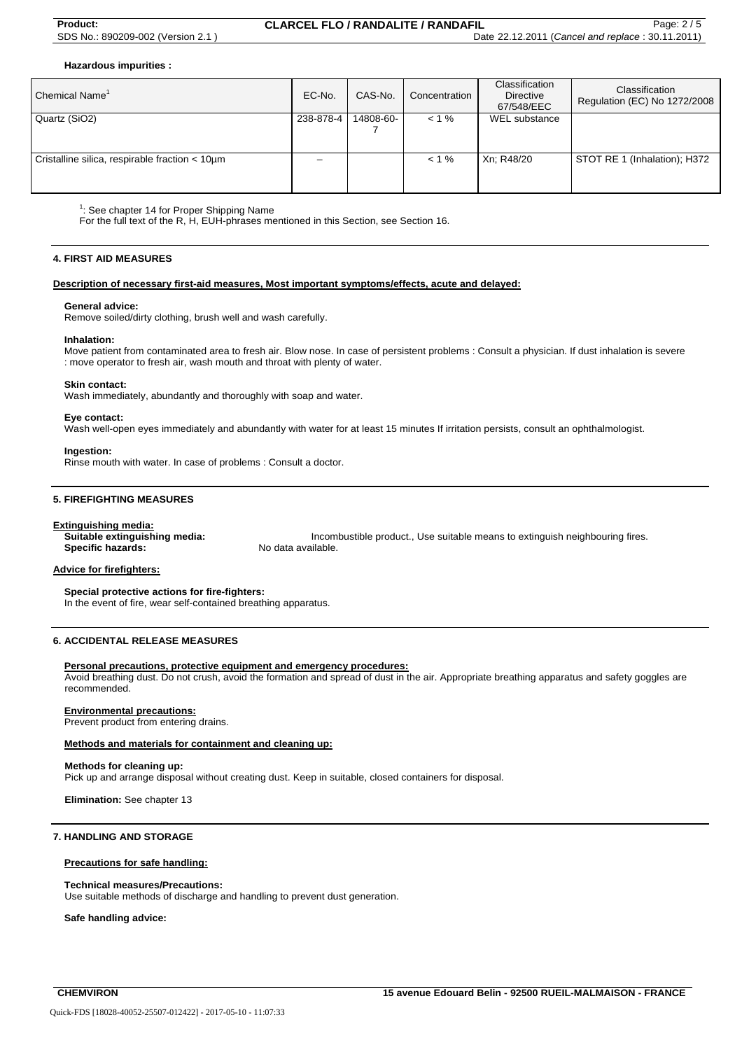**Hazardous impurities :**

| Chemical Name[1] | EC-No. | CAS-No. | Concentration | Classification Directive 67/548/EEC | Classification Regulation (EC) No 1272/2008 |
|---|---|---|---|---|---|
| Quartz ($SiO_2$) | 238-878-4 | 14808-60-7 | < 1 % | WEL substance | |
| Cristalline silica, respirable fraction < 10µm | – | | < 1 % | Xn; R48/20 | STOT RE 1 (Inhalation); H372 |

[1]: See chapter 14 for Proper Shipping Name

For the full text of the R, H, EUH-phrases mentioned in this Section, see Section 16.

## 4. FIRST AID MEASURES

**Description of necessary first-aid measures, Most important symptoms/effects, acute and delayed:**

**General advice:**
Remove soiled/dirty clothing, brush well and wash carefully.

**Inhalation:**
Move patient from contaminated area to fresh air. Blow nose. In case of persistent problems : Consult a physician. If dust inhalation is severe : move operator to fresh air, wash mouth and throat with plenty of water.

**Skin contact:**
Wash immediately, abundantly and thoroughly with soap and water.

**Eye contact:**
Wash well-open eyes immediately and abundantly with water for at least 15 minutes If irritation persists, consult an ophthalmologist.

**Ingestion:**
Rinse mouth with water. In case of problems : Consult a doctor.

## 5. FIREFIGHTING MEASURES

**Extinguishing media:**

**Suitable extinguishing media:** Incombustible product., Use suitable means to extinguish neighbouring fires.

**Specific hazards:** No data available.

**Advice for firefighters:**

**Special protective actions for fire-fighters:**
In the event of fire, wear self-contained breathing apparatus.

## 6. ACCIDENTAL RELEASE MEASURES

**Personal precautions, protective equipment and emergency procedures:**
Avoid breathing dust. Do not crush, avoid the formation and spread of dust in the air. Appropriate breathing apparatus and safety goggles are recommended.

**Environmental precautions:**
Prevent product from entering drains.

**Methods and materials for containment and cleaning up:**

**Methods for cleaning up:**
Pick up and arrange disposal without creating dust. Keep in suitable, closed containers for disposal.

**Elimination:** See chapter 13

## 7. HANDLING AND STORAGE

**Precautions for safe handling:**

**Technical measures/Precautions:**
Use suitable methods of discharge and handling to prevent dust generation.

**Safe handling advice:**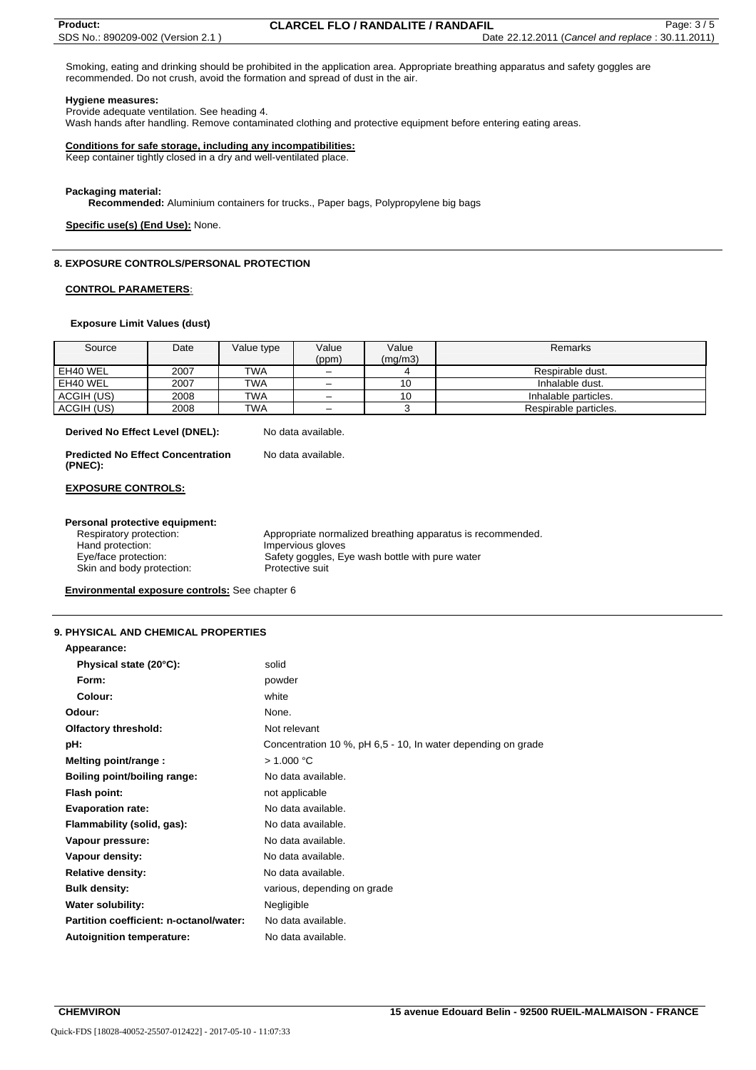Smoking, eating and drinking should be prohibited in the application area. Appropriate breathing apparatus and safety goggles are recommended. Do not crush, avoid the formation and spread of dust in the air.

**Hygiene measures:**
Provide adequate ventilation. See heading 4.
Wash hands after handling. Remove contaminated clothing and protective equipment before entering eating areas.

**Conditions for safe storage, including any incompatibilities:**
Keep container tightly closed in a dry and well-ventilated place.

**Packaging material:**
**Recommended:** Aluminium containers for trucks., Paper bags, Polypropylene big bags

**Specific use(s) (End Use):** None.

## 8. EXPOSURE CONTROLS/PERSONAL PROTECTION

**CONTROL PARAMETERS**:

**Exposure Limit Values (dust)**

| Source | Date | Value type | Value (ppm) | Value (mg/m3) | Remarks |
|---|---|---|---|---|---|
| EH40 WEL | 2007 | TWA | – | 4 | Respirable dust. |
| EH40 WEL | 2007 | TWA | – | 10 | Inhalable dust. |
| ACGIH (US) | 2008 | TWA | – | 10 | Inhalable particles. |
| ACGIH (US) | 2008 | TWA | – | 3 | Respirable particles. |

**Derived No Effect Level (DNEL):** No data available.

**Predicted No Effect Concentration (PNEC):** No data available.

**EXPOSURE CONTROLS:**

**Personal protective equipment:**
Respiratory protection: Appropriate normalized breathing apparatus is recommended.
Hand protection: Impervious gloves
Eye/face protection: Safety goggles, Eye wash bottle with pure water
Skin and body protection: Protective suit

**Environmental exposure controls:** See chapter 6

## 9. PHYSICAL AND CHEMICAL PROPERTIES

**Appearance:**

| | |
|---|---|
| **Physical state (20°C):** | solid |
| **Form:** | powder |
| **Colour:** | white |
| **Odour:** | None. |
| **Olfactory threshold:** | Not relevant |
| **pH:** | Concentration 10 %, pH 6,5 - 10, In water depending on grade |
| **Melting point/range :** | > 1.000 °C |
| **Boiling point/boiling range:** | No data available. |
| **Flash point:** | not applicable |
| **Evaporation rate:** | No data available. |
| **Flammability (solid, gas):** | No data available. |
| **Vapour pressure:** | No data available. |
| **Vapour density:** | No data available. |
| **Relative density:** | No data available. |
| **Bulk density:** | various, depending on grade |
| **Water solubility:** | Negligible |
| **Partition coefficient: n-octanol/water:** | No data available. |
| **Autoignition temperature:** | No data available. |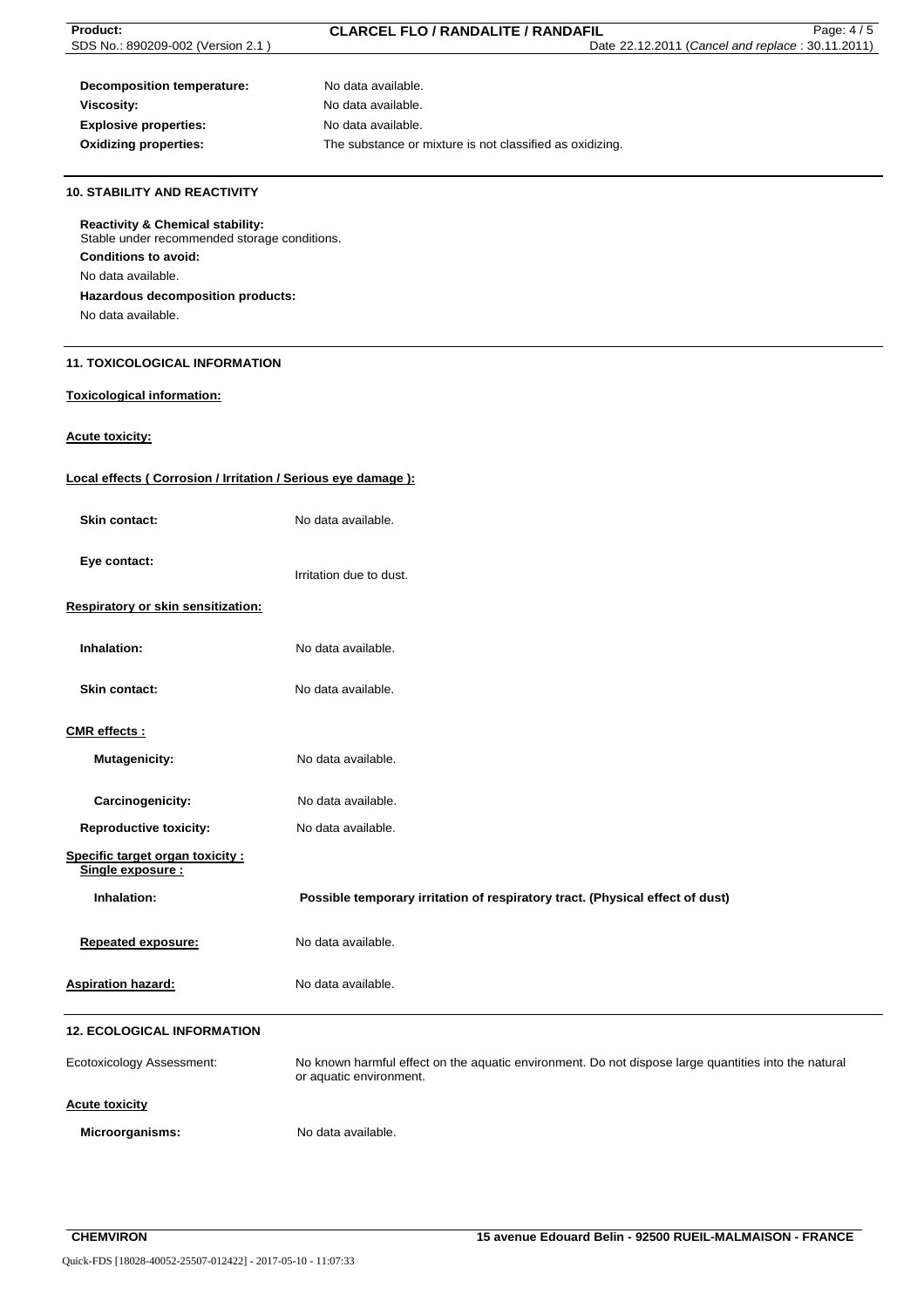**Decomposition temperature:** No data available.

**Viscosity:** No data available.

**Explosive properties:** No data available.

**Oxidizing properties:** The substance or mixture is not classified as oxidizing.

## 10. STABILITY AND REACTIVITY

**Reactivity & Chemical stability:**
Stable under recommended storage conditions.

**Conditions to avoid:**
No data available.

**Hazardous decomposition products:**
No data available.

## 11. TOXICOLOGICAL INFORMATION

**Toxicological information:**

**Acute toxicity:**

**Local effects ( Corrosion / Irritation / Serious eye damage ):**

**Skin contact:** No data available.

**Eye contact:** Irritation due to dust.

**Respiratory or skin sensitization:**

**Inhalation:** No data available.

**Skin contact:** No data available.

**CMR effects :**

**Mutagenicity:** No data available.

**Carcinogenicity:** No data available.

**Reproductive toxicity:** No data available.

**Specific target organ toxicity :**
**Single exposure :**

**Inhalation:** **Possible temporary irritation of respiratory tract. (Physical effect of dust)**

**Repeated exposure:** No data available.

**Aspiration hazard:** No data available.

## 12. ECOLOGICAL INFORMATION

Ecotoxicology Assessment: No known harmful effect on the aquatic environment. Do not dispose large quantities into the natural or aquatic environment.

**Acute toxicity**

**Microorganisms:** No data available.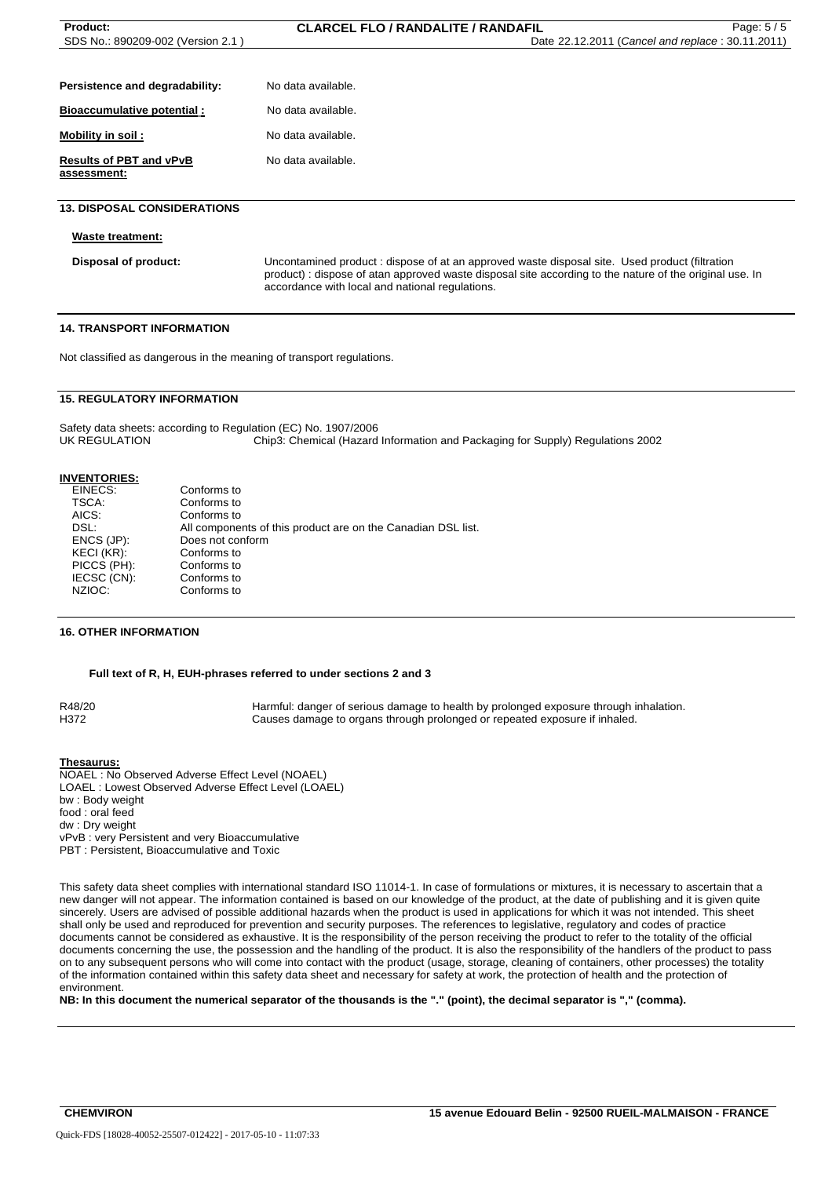**Persistence and degradability:** No data available.

**Bioaccumulative potential :** No data available.

**Mobility in soil :** No data available.

**Results of PBT and vPvB assessment:** No data available.

## 13. DISPOSAL CONSIDERATIONS

**Waste treatment:**

**Disposal of product:** Uncontamined product : dispose of at an approved waste disposal site. Used product (filtration product) : dispose of atan approved waste disposal site according to the nature of the original use. In accordance with local and national regulations.

## 14. TRANSPORT INFORMATION

Not classified as dangerous in the meaning of transport regulations.

## 15. REGULATORY INFORMATION

Safety data sheets: according to Regulation (EC) No. 1907/2006

UK REGULATION Chip3: Chemical (Hazard Information and Packaging for Supply) Regulations 2002

**INVENTORIES:**

| | |
|---|---|
| EINECS: | Conforms to |
| TSCA: | Conforms to |
| AICS: | Conforms to |
| DSL: | All components of this product are on the Canadian DSL list. |
| ENCS (JP): | Does not conform |
| KECI (KR): | Conforms to |
| PICCS (PH): | Conforms to |
| IECSC (CN): | Conforms to |
| NZIOC: | Conforms to |

## 16. OTHER INFORMATION

**Full text of R, H, EUH-phrases referred to under sections 2 and 3**

| | |
|---|---|
| R48/20 | Harmful: danger of serious damage to health by prolonged exposure through inhalation. |
| H372 | Causes damage to organs through prolonged or repeated exposure if inhaled. |

**Thesaurus:**

NOAEL : No Observed Adverse Effect Level (NOAEL)
LOAEL : Lowest Observed Adverse Effect Level (LOAEL)
bw : Body weight
food : oral feed
dw : Dry weight
vPvB : very Persistent and very Bioaccumulative
PBT : Persistent, Bioaccumulative and Toxic

This safety data sheet complies with international standard ISO 11014-1. In case of formulations or mixtures, it is necessary to ascertain that a new danger will not appear. The information contained is based on our knowledge of the product, at the date of publishing and it is given quite sincerely. Users are advised of possible additional hazards when the product is used in applications for which it was not intended. This sheet shall only be used and reproduced for prevention and security purposes. The references to legislative, regulatory and codes of practice documents cannot be considered as exhaustive. It is the responsibility of the person receiving the product to refer to the totality of the official documents concerning the use, the possession and the handling of the product. It is also the responsibility of the handlers of the product to pass on to any subsequent persons who will come into contact with the product (usage, storage, cleaning of containers, other processes) the totality of the information contained within this safety data sheet and necessary for safety at work, the protection of health and the protection of environment.

**NB: In this document the numerical separator of the thousands is the "." (point), the decimal separator is "," (comma).**